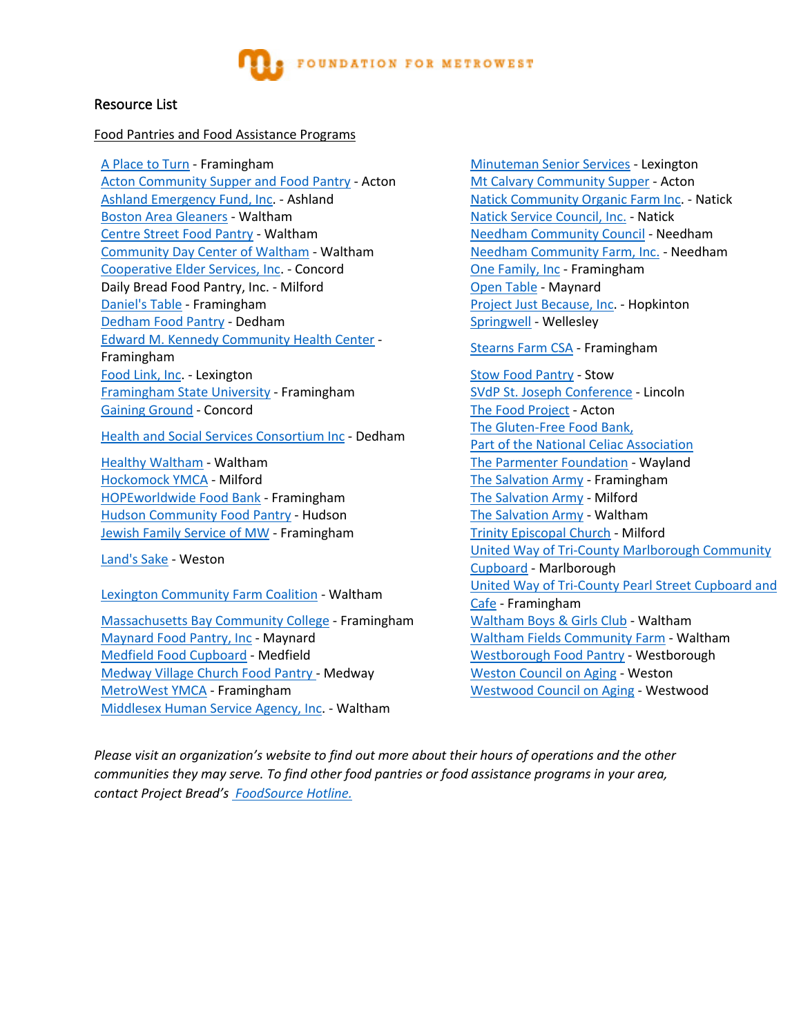FOUNDATION FOR METROWEST

Resource List

Food Pantries and Food Assistance Programs

- A Place to Turn - Framingham
- Acton Community Supper and Food Pantry - Acton
- Ashland Emergency Fund, Inc. - Ashland
- Boston Area Gleaners - Waltham
- Centre Street Food Pantry - Waltham
- Community Day Center of Waltham - Waltham
- Cooperative Elder Services, Inc. - Concord
- Daily Bread Food Pantry, Inc. - Milford
- Daniel's Table - Framingham
- Dedham Food Pantry - Dedham
- Edward M. Kennedy Community Health Center - Framingham
- Food Link, Inc. - Lexington
- Framingham State University - Framingham
- Gaining Ground - Concord
- Health and Social Services Consortium Inc - Dedham
- Healthy Waltham - Waltham
- Hockomock YMCA - Milford
- HOPEworldwide Food Bank - Framingham
- Hudson Community Food Pantry - Hudson
- Jewish Family Service of MW - Framingham
- Land's Sake - Weston
- Lexington Community Farm Coalition - Waltham
- Massachusetts Bay Community College - Framingham
- Maynard Food Pantry, Inc - Maynard
- Medfield Food Cupboard - Medfield
- Medway Village Church Food Pantry - Medway
- MetroWest YMCA - Framingham
- Middlesex Human Service Agency, Inc. - Waltham
- Minuteman Senior Services - Lexington
- Mt Calvary Community Supper - Acton
- Natick Community Organic Farm Inc. - Natick
- Natick Service Council, Inc. - Natick
- Needham Community Council - Needham
- Needham Community Farm, Inc. - Needham
- One Family, Inc - Framingham
- Open Table - Maynard
- Project Just Because, Inc. - Hopkinton
- Springwell - Wellesley
- Stearns Farm CSA - Framingham
- Stow Food Pantry - Stow
- SVdP St. Joseph Conference - Lincoln
- The Food Project - Acton
- The Gluten-Free Food Bank, Part of the National Celiac Association
- The Parmenter Foundation - Wayland
- The Salvation Army - Framingham
- The Salvation Army - Milford
- The Salvation Army - Waltham
- Trinity Episcopal Church - Milford
- United Way of Tri-County Marlborough Community Cupboard - Marlborough
- United Way of Tri-County Pearl Street Cupboard and Cafe - Framingham
- Waltham Boys & Girls Club - Waltham
- Waltham Fields Community Farm - Waltham
- Westborough Food Pantry - Westborough
- Weston Council on Aging - Weston
- Westwood Council on Aging - Westwood

*Please visit an organization's website to find out more about their hours of operations and the other communities they may serve. To find other food pantries or food assistance programs in your area, contact Project Bread's FoodSource Hotline.*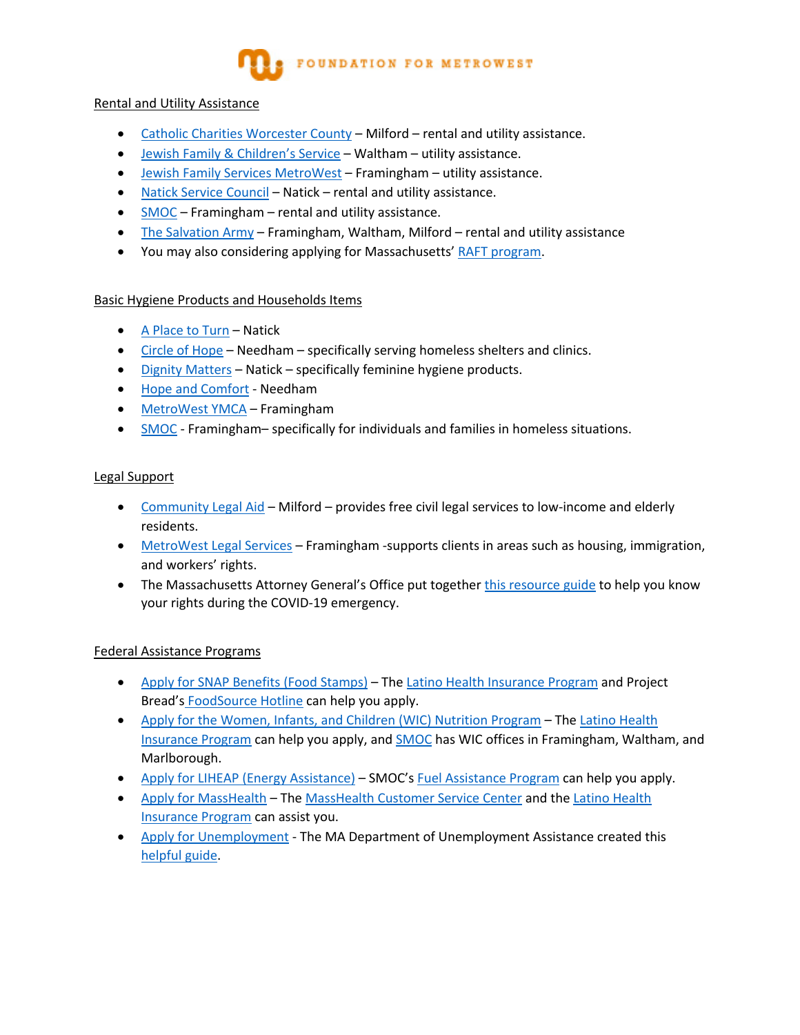FOUNDATION FOR METROWEST

Rental and Utility Assistance

- Catholic Charities Worcester County – Milford – rental and utility assistance.
- Jewish Family & Children's Service – Waltham – utility assistance.
- Jewish Family Services MetroWest – Framingham – utility assistance.
- Natick Service Council – Natick – rental and utility assistance.
- SMOC – Framingham – rental and utility assistance.
- The Salvation Army – Framingham, Waltham, Milford – rental and utility assistance
- You may also considering applying for Massachusetts' RAFT program.

Basic Hygiene Products and Households Items

- A Place to Turn – Natick
- Circle of Hope – Needham – specifically serving homeless shelters and clinics.
- Dignity Matters – Natick – specifically feminine hygiene products.
- Hope and Comfort - Needham
- MetroWest YMCA – Framingham
- SMOC - Framingham– specifically for individuals and families in homeless situations.

Legal Support

- Community Legal Aid – Milford – provides free civil legal services to low-income and elderly residents.
- MetroWest Legal Services – Framingham -supports clients in areas such as housing, immigration, and workers' rights.
- The Massachusetts Attorney General's Office put together this resource guide to help you know your rights during the COVID-19 emergency.

Federal Assistance Programs

- Apply for SNAP Benefits (Food Stamps) – The Latino Health Insurance Program and Project Bread's FoodSource Hotline can help you apply.
- Apply for the Women, Infants, and Children (WIC) Nutrition Program – The Latino Health Insurance Program can help you apply, and SMOC has WIC offices in Framingham, Waltham, and Marlborough.
- Apply for LIHEAP (Energy Assistance) – SMOC's Fuel Assistance Program can help you apply.
- Apply for MassHealth – The MassHealth Customer Service Center and the Latino Health Insurance Program can assist you.
- Apply for Unemployment - The MA Department of Unemployment Assistance created this helpful guide.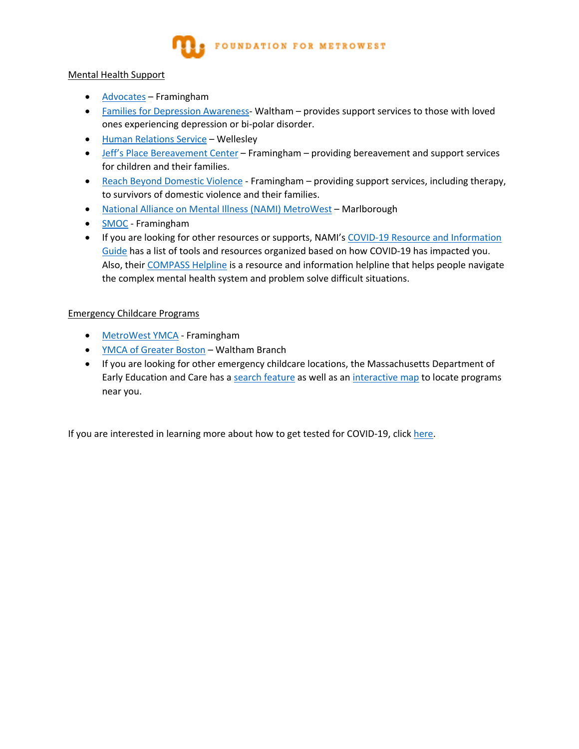## Mental Health Support

- Advocates – Framingham
- Families for Depression Awareness- Waltham – provides support services to those with loved ones experiencing depression or bi-polar disorder.
- Human Relations Service – Wellesley
- Jeff's Place Bereavement Center – Framingham – providing bereavement and support services for children and their families.
- Reach Beyond Domestic Violence - Framingham – providing support services, including therapy, to survivors of domestic violence and their families.
- National Alliance on Mental Illness (NAMI) MetroWest – Marlborough
- SMOC - Framingham
- If you are looking for other resources or supports, NAMI's COVID-19 Resource and Information Guide has a list of tools and resources organized based on how COVID-19 has impacted you. Also, their COMPASS Helpline is a resource and information helpline that helps people navigate the complex mental health system and problem solve difficult situations.

## Emergency Childcare Programs

- MetroWest YMCA - Framingham
- YMCA of Greater Boston – Waltham Branch
- If you are looking for other emergency childcare locations, the Massachusetts Department of Early Education and Care has a search feature as well as an interactive map to locate programs near you.

If you are interested in learning more about how to get tested for COVID-19, click here.